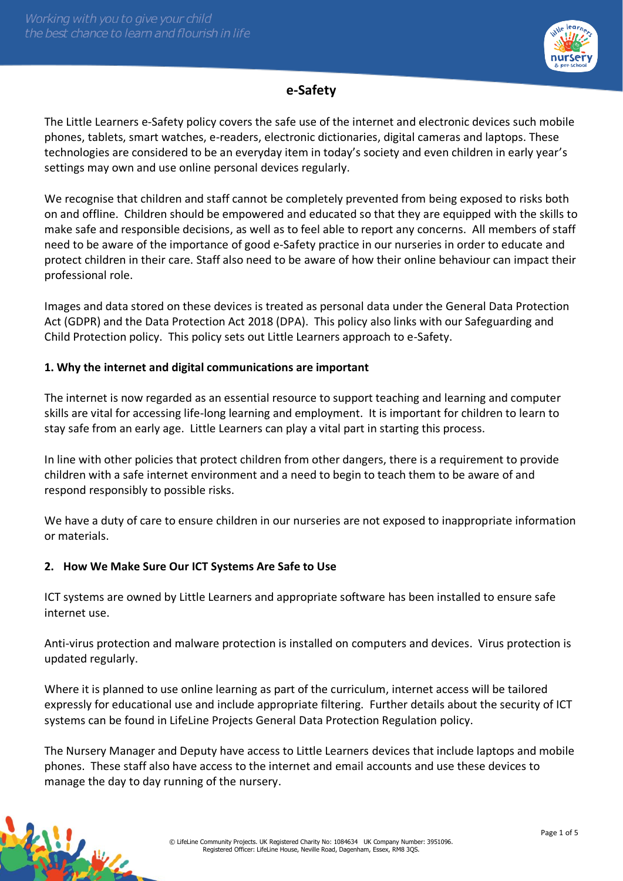# e-Safety

The Little Learners e-Safety policy covers the safe use of the internet and electronic devices such mobile phones, tablets, smart watches, e-readers, electronic dictionaries, digital cameras and laptops. These technologies are considered to be an everyday item in today's society and even children in early year's settings may own and use online personal devices regularly.

We recognise that children and staff cannot be completely prevented from being exposed to risks both on and offline. Children should be empowered and educated so that they are equipped with the skills to make safe and responsible decisions, as well as to feel able to report any concerns. All members of staff need to be aware of the importance of good e-Safety practice in our nurseries in order to educate and protect children in their care. Staff also need to be aware of how their online behaviour can impact their professional role.

Images and data stored on these devices is treated as personal data under the General Data Protection Act (GDPR) and the Data Protection Act 2018 (DPA). This policy also links with our Safeguarding and Child Protection policy. This policy sets out Little Learners approach to e-Safety.

## 1. Why the internet and digital communications are important

The internet is now regarded as an essential resource to support teaching and learning and computer skills are vital for accessing life-long learning and employment. It is important for children to learn to stay safe from an early age. Little Learners can play a vital part in starting this process.

In line with other policies that protect children from other dangers, there is a requirement to provide children with a safe internet environment and a need to begin to teach them to be aware of and respond responsibly to possible risks.

We have a duty of care to ensure children in our nurseries are not exposed to inappropriate information or materials.

## 2. How We Make Sure Our ICT Systems Are Safe to Use

ICT systems are owned by Little Learners and appropriate software has been installed to ensure safe internet use.

Anti-virus protection and malware protection is installed on computers and devices. Virus protection is updated regularly.

Where it is planned to use online learning as part of the curriculum, internet access will be tailored expressly for educational use and include appropriate filtering. Further details about the security of ICT systems can be found in LifeLine Projects General Data Protection Regulation policy.

The Nursery Manager and Deputy have access to Little Learners devices that include laptops and mobile phones. These staff also have access to the internet and email accounts and use these devices to manage the day to day running of the nursery.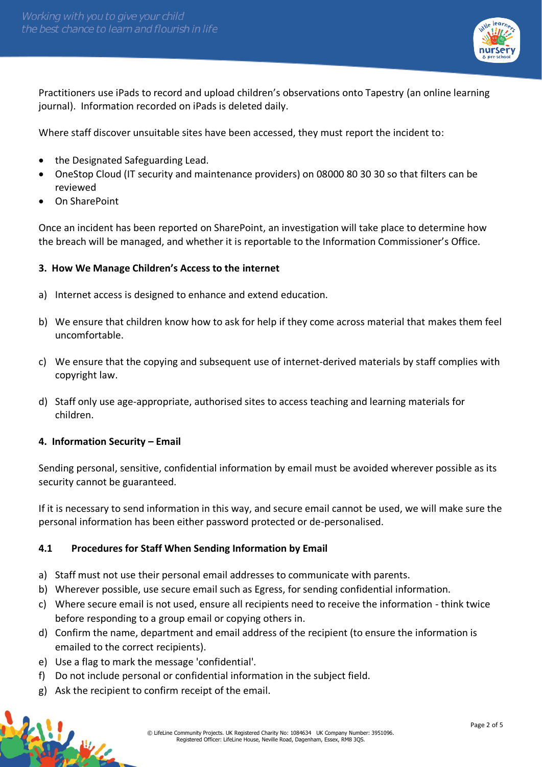Practitioners use iPads to record and upload children's observations onto Tapestry (an online learning journal). Information recorded on iPads is deleted daily.

Where staff discover unsuitable sites have been accessed, they must report the incident to:

- the Designated Safeguarding Lead.
- OneStop Cloud (IT security and maintenance providers) on 08000 80 30 30 so that filters can be reviewed
- On SharePoint

Once an incident has been reported on SharePoint, an investigation will take place to determine how the breach will be managed, and whether it is reportable to the Information Commissioner's Office.

## 3. How We Manage Children's Access to the internet

a) Internet access is designed to enhance and extend education.

b) We ensure that children know how to ask for help if they come across material that makes them feel uncomfortable.

c) We ensure that the copying and subsequent use of internet-derived materials by staff complies with copyright law.

d) Staff only use age-appropriate, authorised sites to access teaching and learning materials for children.

## 4. Information Security – Email

Sending personal, sensitive, confidential information by email must be avoided wherever possible as its security cannot be guaranteed.

If it is necessary to send information in this way, and secure email cannot be used, we will make sure the personal information has been either password protected or de-personalised.

### 4.1 Procedures for Staff When Sending Information by Email

a) Staff must not use their personal email addresses to communicate with parents.
b) Wherever possible, use secure email such as Egress, for sending confidential information.
c) Where secure email is not used, ensure all recipients need to receive the information - think twice before responding to a group email or copying others in.
d) Confirm the name, department and email address of the recipient (to ensure the information is emailed to the correct recipients).
e) Use a flag to mark the message 'confidential'.
f) Do not include personal or confidential information in the subject field.
g) Ask the recipient to confirm receipt of the email.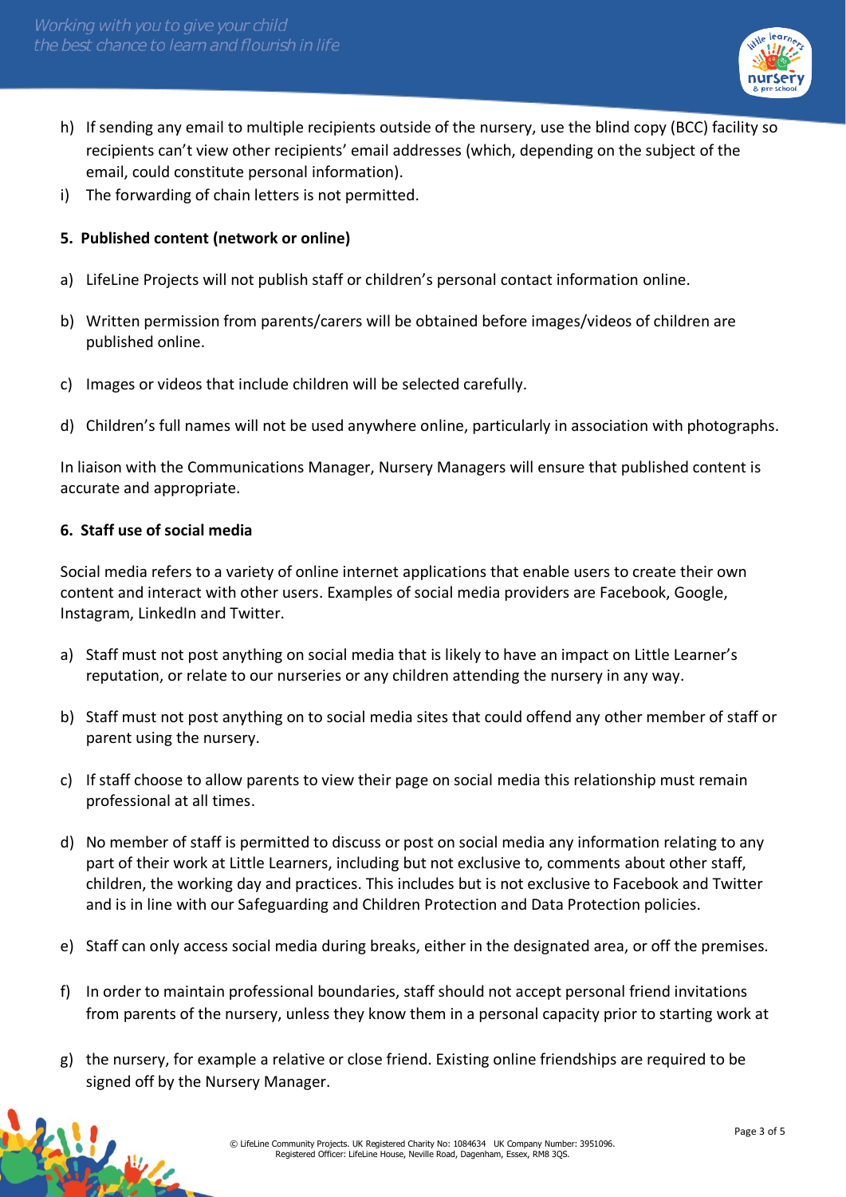h) If sending any email to multiple recipients outside of the nursery, use the blind copy (BCC) facility so recipients can't view other recipients' email addresses (which, depending on the subject of the email, could constitute personal information).
i) The forwarding of chain letters is not permitted.

**5. Published content (network or online)**

a) LifeLine Projects will not publish staff or children's personal contact information online.

b) Written permission from parents/carers will be obtained before images/videos of children are published online.

c) Images or videos that include children will be selected carefully.

d) Children's full names will not be used anywhere online, particularly in association with photographs.

In liaison with the Communications Manager, Nursery Managers will ensure that published content is accurate and appropriate.

**6. Staff use of social media**

Social media refers to a variety of online internet applications that enable users to create their own content and interact with other users. Examples of social media providers are Facebook, Google, Instagram, LinkedIn and Twitter.

a) Staff must not post anything on social media that is likely to have an impact on Little Learner's reputation, or relate to our nurseries or any children attending the nursery in any way.

b) Staff must not post anything on to social media sites that could offend any other member of staff or parent using the nursery.

c) If staff choose to allow parents to view their page on social media this relationship must remain professional at all times.

d) No member of staff is permitted to discuss or post on social media any information relating to any part of their work at Little Learners, including but not exclusive to, comments about other staff, children, the working day and practices. This includes but is not exclusive to Facebook and Twitter and is in line with our Safeguarding and Children Protection and Data Protection policies.

e) Staff can only access social media during breaks, either in the designated area, or off the premises.

f) In order to maintain professional boundaries, staff should not accept personal friend invitations from parents of the nursery, unless they know them in a personal capacity prior to starting work at

g) the nursery, for example a relative or close friend. Existing online friendships are required to be signed off by the Nursery Manager.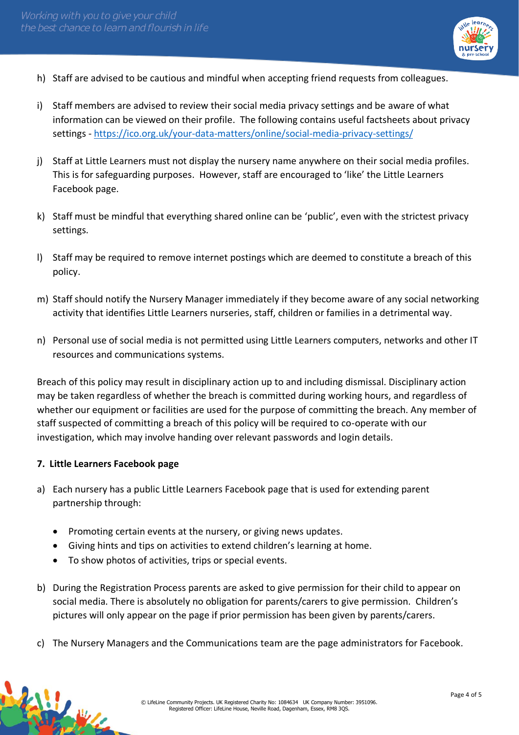h) Staff are advised to be cautious and mindful when accepting friend requests from colleagues.

i) Staff members are advised to review their social media privacy settings and be aware of what information can be viewed on their profile. The following contains useful factsheets about privacy settings - [https://ico.org.uk/your-data-matters/online/social-media-privacy-settings/](https://ico.org.uk/your-data-matters/online/social-media-privacy-settings/)

j) Staff at Little Learners must not display the nursery name anywhere on their social media profiles. This is for safeguarding purposes. However, staff are encouraged to 'like' the Little Learners Facebook page.

k) Staff must be mindful that everything shared online can be 'public', even with the strictest privacy settings.

l) Staff may be required to remove internet postings which are deemed to constitute a breach of this policy.

m) Staff should notify the Nursery Manager immediately if they become aware of any social networking activity that identifies Little Learners nurseries, staff, children or families in a detrimental way.

n) Personal use of social media is not permitted using Little Learners computers, networks and other IT resources and communications systems.

Breach of this policy may result in disciplinary action up to and including dismissal. Disciplinary action may be taken regardless of whether the breach is committed during working hours, and regardless of whether our equipment or facilities are used for the purpose of committing the breach. Any member of staff suspected of committing a breach of this policy will be required to co-operate with our investigation, which may involve handing over relevant passwords and login details.

**7. Little Learners Facebook page**

a) Each nursery has a public Little Learners Facebook page that is used for extending parent partnership through:

- Promoting certain events at the nursery, or giving news updates.
- Giving hints and tips on activities to extend children's learning at home.
- To show photos of activities, trips or special events.

b) During the Registration Process parents are asked to give permission for their child to appear on social media. There is absolutely no obligation for parents/carers to give permission. Children's pictures will only appear on the page if prior permission has been given by parents/carers.

c) The Nursery Managers and the Communications team are the page administrators for Facebook.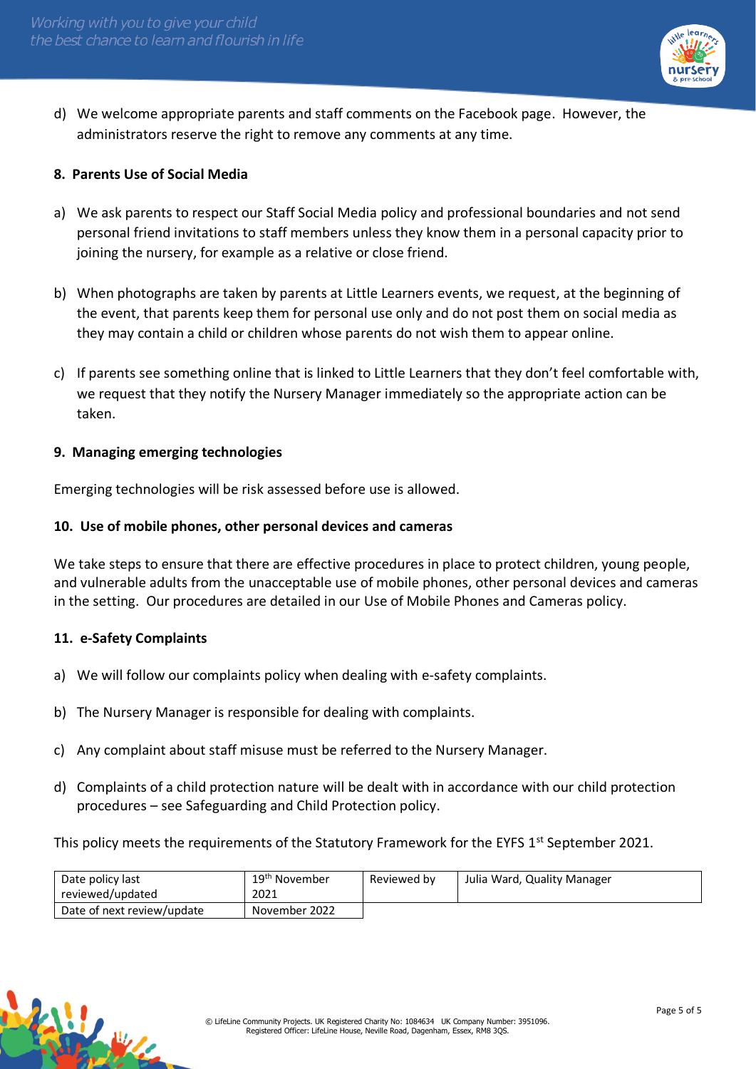d) We welcome appropriate parents and staff comments on the Facebook page. However, the administrators reserve the right to remove any comments at any time.

## 8. Parents Use of Social Media

a) We ask parents to respect our Staff Social Media policy and professional boundaries and not send personal friend invitations to staff members unless they know them in a personal capacity prior to joining the nursery, for example as a relative or close friend.

b) When photographs are taken by parents at Little Learners events, we request, at the beginning of the event, that parents keep them for personal use only and do not post them on social media as they may contain a child or children whose parents do not wish them to appear online.

c) If parents see something online that is linked to Little Learners that they don't feel comfortable with, we request that they notify the Nursery Manager immediately so the appropriate action can be taken.

## 9. Managing emerging technologies

Emerging technologies will be risk assessed before use is allowed.

## 10. Use of mobile phones, other personal devices and cameras

We take steps to ensure that there are effective procedures in place to protect children, young people, and vulnerable adults from the unacceptable use of mobile phones, other personal devices and cameras in the setting. Our procedures are detailed in our Use of Mobile Phones and Cameras policy.

## 11. e-Safety Complaints

a) We will follow our complaints policy when dealing with e-safety complaints.

b) The Nursery Manager is responsible for dealing with complaints.

c) Any complaint about staff misuse must be referred to the Nursery Manager.

d) Complaints of a child protection nature will be dealt with in accordance with our child protection procedures – see Safeguarding and Child Protection policy.

This policy meets the requirements of the Statutory Framework for the EYFS 1st September 2021.

| | | | |
|---|---|---|---|
| Date policy last reviewed/updated | 19th November 2021 | Reviewed by | Julia Ward, Quality Manager |
| Date of next review/update | November 2022 | | |

© LifeLine Community Projects. UK Registered Charity No: 1084634 UK Company Number: 3951096.
Registered Office: LifeLine House, Neville Road, Dagenham, Essex, RM8 3QS.